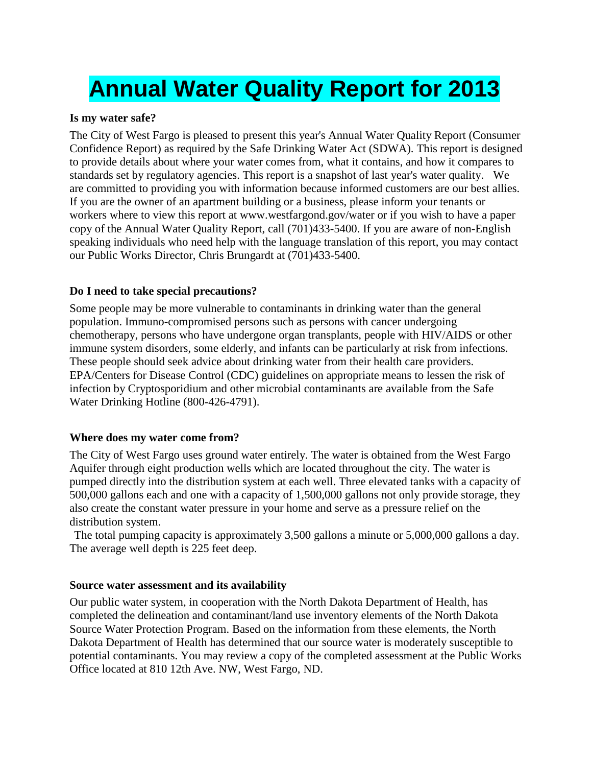# Annual Water Quality Report for 2013

**Is my water safe?**

The City of West Fargo is pleased to present this year's Annual Water Quality Report (Consumer Confidence Report) as required by the Safe Drinking Water Act (SDWA). This report is designed to provide details about where your water comes from, what it contains, and how it compares to standards set by regulatory agencies. This report is a snapshot of last year's water quality. We are committed to providing you with information because informed customers are our best allies. If you are the owner of an apartment building or a business, please inform your tenants or workers where to view this report at www.westfargond.gov/water or if you wish to have a paper copy of the Annual Water Quality Report, call (701)433-5400. If you are aware of non-English speaking individuals who need help with the language translation of this report, you may contact our Public Works Director, Chris Brungardt at (701)433-5400.

**Do I need to take special precautions?**

Some people may be more vulnerable to contaminants in drinking water than the general population. Immuno-compromised persons such as persons with cancer undergoing chemotherapy, persons who have undergone organ transplants, people with HIV/AIDS or other immune system disorders, some elderly, and infants can be particularly at risk from infections. These people should seek advice about drinking water from their health care providers. EPA/Centers for Disease Control (CDC) guidelines on appropriate means to lessen the risk of infection by Cryptosporidium and other microbial contaminants are available from the Safe Water Drinking Hotline (800-426-4791).

**Where does my water come from?**

The City of West Fargo uses ground water entirely. The water is obtained from the West Fargo Aquifer through eight production wells which are located throughout the city. The water is pumped directly into the distribution system at each well. Three elevated tanks with a capacity of 500,000 gallons each and one with a capacity of 1,500,000 gallons not only provide storage, they also create the constant water pressure in your home and serve as a pressure relief on the distribution system.

The total pumping capacity is approximately 3,500 gallons a minute or 5,000,000 gallons a day. The average well depth is 225 feet deep.

**Source water assessment and its availability**

Our public water system, in cooperation with the North Dakota Department of Health, has completed the delineation and contaminant/land use inventory elements of the North Dakota Source Water Protection Program. Based on the information from these elements, the North Dakota Department of Health has determined that our source water is moderately susceptible to potential contaminants. You may review a copy of the completed assessment at the Public Works Office located at 810 12th Ave. NW, West Fargo, ND.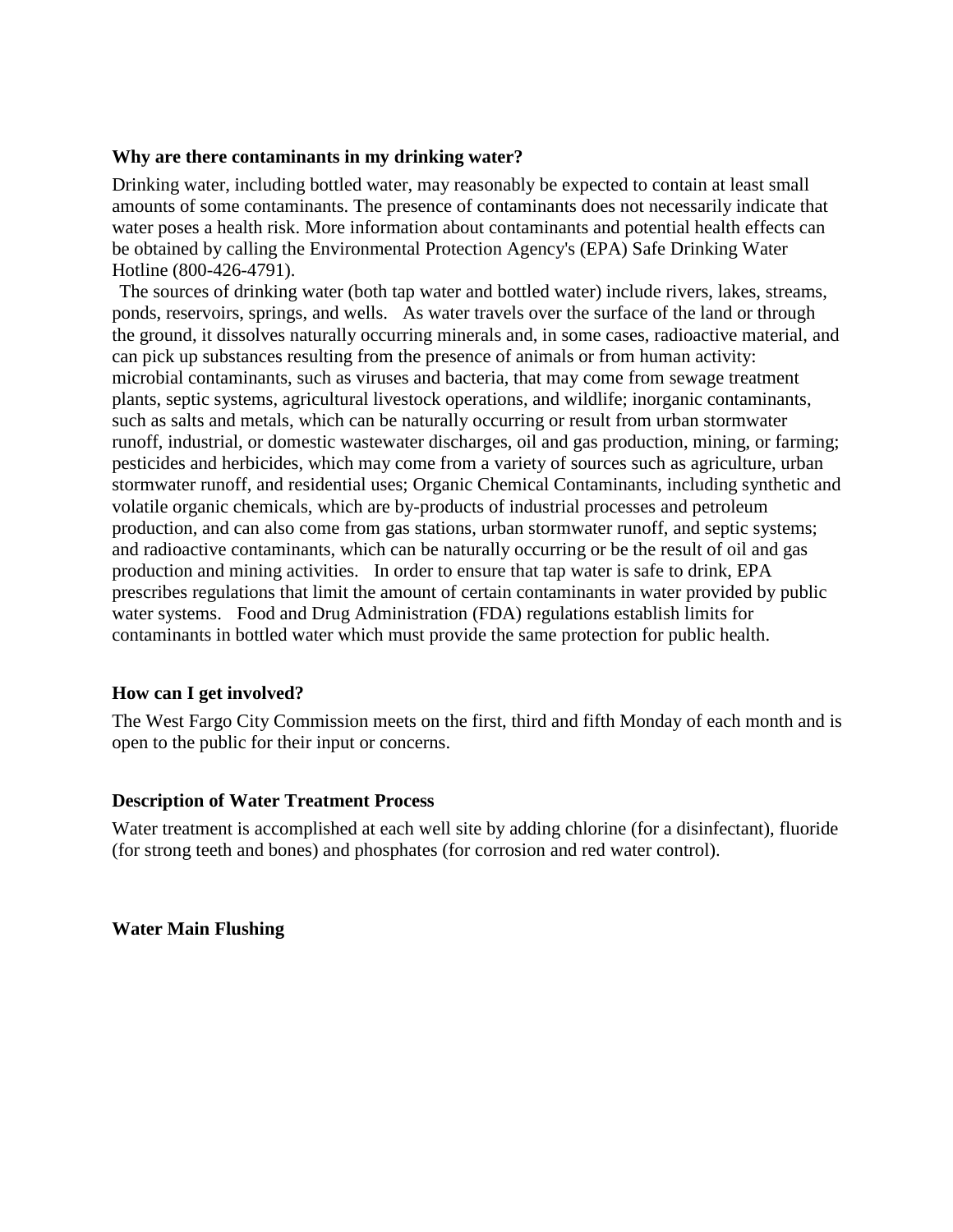**Why are there contaminants in my drinking water?**

Drinking water, including bottled water, may reasonably be expected to contain at least small amounts of some contaminants. The presence of contaminants does not necessarily indicate that water poses a health risk. More information about contaminants and potential health effects can be obtained by calling the Environmental Protection Agency's (EPA) Safe Drinking Water Hotline (800-426-4791).

The sources of drinking water (both tap water and bottled water) include rivers, lakes, streams, ponds, reservoirs, springs, and wells. As water travels over the surface of the land or through the ground, it dissolves naturally occurring minerals and, in some cases, radioactive material, and can pick up substances resulting from the presence of animals or from human activity: microbial contaminants, such as viruses and bacteria, that may come from sewage treatment plants, septic systems, agricultural livestock operations, and wildlife; inorganic contaminants, such as salts and metals, which can be naturally occurring or result from urban stormwater runoff, industrial, or domestic wastewater discharges, oil and gas production, mining, or farming; pesticides and herbicides, which may come from a variety of sources such as agriculture, urban stormwater runoff, and residential uses; Organic Chemical Contaminants, including synthetic and volatile organic chemicals, which are by-products of industrial processes and petroleum production, and can also come from gas stations, urban stormwater runoff, and septic systems; and radioactive contaminants, which can be naturally occurring or be the result of oil and gas production and mining activities. In order to ensure that tap water is safe to drink, EPA prescribes regulations that limit the amount of certain contaminants in water provided by public water systems. Food and Drug Administration (FDA) regulations establish limits for contaminants in bottled water which must provide the same protection for public health.

**How can I get involved?**

The West Fargo City Commission meets on the first, third and fifth Monday of each month and is open to the public for their input or concerns.

**Description of Water Treatment Process**

Water treatment is accomplished at each well site by adding chlorine (for a disinfectant), fluoride (for strong teeth and bones) and phosphates (for corrosion and red water control).

**Water Main Flushing**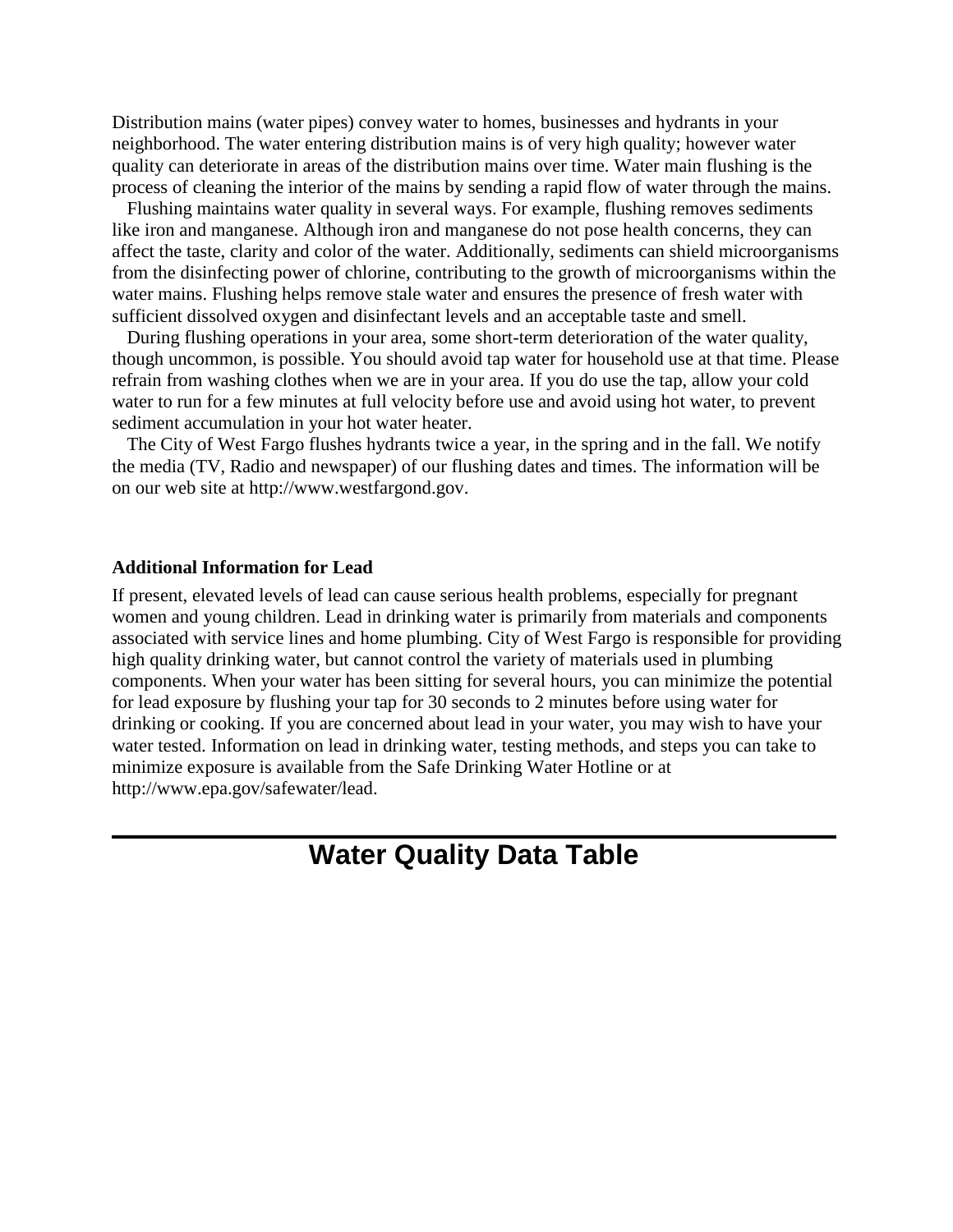Distribution mains (water pipes) convey water to homes, businesses and hydrants in your neighborhood. The water entering distribution mains is of very high quality; however water quality can deteriorate in areas of the distribution mains over time. Water main flushing is the process of cleaning the interior of the mains by sending a rapid flow of water through the mains.

Flushing maintains water quality in several ways. For example, flushing removes sediments like iron and manganese. Although iron and manganese do not pose health concerns, they can affect the taste, clarity and color of the water. Additionally, sediments can shield microorganisms from the disinfecting power of chlorine, contributing to the growth of microorganisms within the water mains. Flushing helps remove stale water and ensures the presence of fresh water with sufficient dissolved oxygen and disinfectant levels and an acceptable taste and smell.

During flushing operations in your area, some short-term deterioration of the water quality, though uncommon, is possible. You should avoid tap water for household use at that time. Please refrain from washing clothes when we are in your area. If you do use the tap, allow your cold water to run for a few minutes at full velocity before use and avoid using hot water, to prevent sediment accumulation in your hot water heater.

The City of West Fargo flushes hydrants twice a year, in the spring and in the fall. We notify the media (TV, Radio and newspaper) of our flushing dates and times. The information will be on our web site at http://www.westfargond.gov.

**Additional Information for Lead**

If present, elevated levels of lead can cause serious health problems, especially for pregnant women and young children. Lead in drinking water is primarily from materials and components associated with service lines and home plumbing. City of West Fargo is responsible for providing high quality drinking water, but cannot control the variety of materials used in plumbing components. When your water has been sitting for several hours, you can minimize the potential for lead exposure by flushing your tap for 30 seconds to 2 minutes before using water for drinking or cooking. If you are concerned about lead in your water, you may wish to have your water tested. Information on lead in drinking water, testing methods, and steps you can take to minimize exposure is available from the Safe Drinking Water Hotline or at http://www.epa.gov/safewater/lead.

## Water Quality Data Table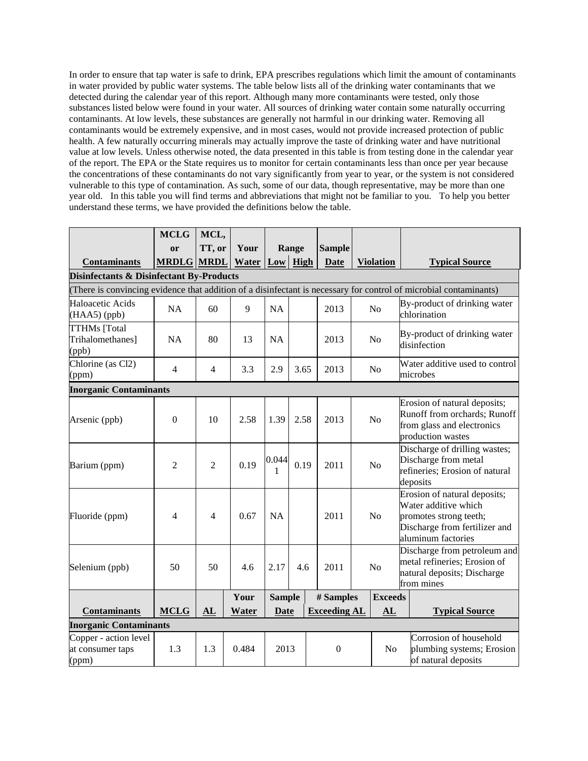In order to ensure that tap water is safe to drink, EPA prescribes regulations which limit the amount of contaminants in water provided by public water systems. The table below lists all of the drinking water contaminants that we detected during the calendar year of this report. Although many more contaminants were tested, only those substances listed below were found in your water. All sources of drinking water contain some naturally occurring contaminants. At low levels, these substances are generally not harmful in our drinking water. Removing all contaminants would be extremely expensive, and in most cases, would not provide increased protection of public health. A few naturally occurring minerals may actually improve the taste of drinking water and have nutritional value at low levels. Unless otherwise noted, the data presented in this table is from testing done in the calendar year of the report. The EPA or the State requires us to monitor for certain contaminants less than once per year because the concentrations of these contaminants do not vary significantly from year to year, or the system is not considered vulnerable to this type of contamination. As such, some of our data, though representative, may be more than one year old. In this table you will find terms and abbreviations that might not be familiar to you. To help you better understand these terms, we have provided the definitions below the table.

| Contaminants | MCLG or MRDLG | MCL, TT, or MRDL | Your Water | Range Low | Range High | Sample Date | Violation | Typical Source |
|---|---|---|---|---|---|---|---|---|
| **Disinfectants & Disinfectant By-Products** | | | | | | | | |
| (There is convincing evidence that addition of a disinfectant is necessary for control of microbial contaminants) | | | | | | | | |
| Haloacetic Acids (HAA5) (ppb) | NA | 60 | 9 | NA | | 2013 | No | By-product of drinking water chlorination |
| TTHMs [Total Trihalomethanes] (ppb) | NA | 80 | 13 | NA | | 2013 | No | By-product of drinking water disinfection |
| Chlorine (as Cl2) (ppm) | 4 | 4 | 3.3 | 2.9 | 3.65 | 2013 | No | Water additive used to control microbes |
| **Inorganic Contaminants** | | | | | | | | |
| Arsenic (ppb) | 0 | 10 | 2.58 | 1.39 | 2.58 | 2013 | No | Erosion of natural deposits; Runoff from orchards; Runoff from glass and electronics production wastes |
| Barium (ppm) | 2 | 2 | 0.19 | 0.0441 | 0.19 | 2011 | No | Discharge of drilling wastes; Discharge from metal refineries; Erosion of natural deposits |
| Fluoride (ppm) | 4 | 4 | 0.67 | NA | | 2011 | No | Erosion of natural deposits; Water additive which promotes strong teeth; Discharge from fertilizer and aluminum factories |
| Selenium (ppb) | 50 | 50 | 4.6 | 2.17 | 4.6 | 2011 | No | Discharge from petroleum and metal refineries; Erosion of natural deposits; Discharge from mines |

| Contaminants | MCLG | AL | Your Water | Sample Date | # Samples Exceeding AL | Exceeds AL | Typical Source |
|---|---|---|---|---|---|---|---|
| **Inorganic Contaminants** | | | | | | | |
| Copper - action level at consumer taps (ppm) | 1.3 | 1.3 | 0.484 | 2013 | 0 | No | Corrosion of household plumbing systems; Erosion of natural deposits |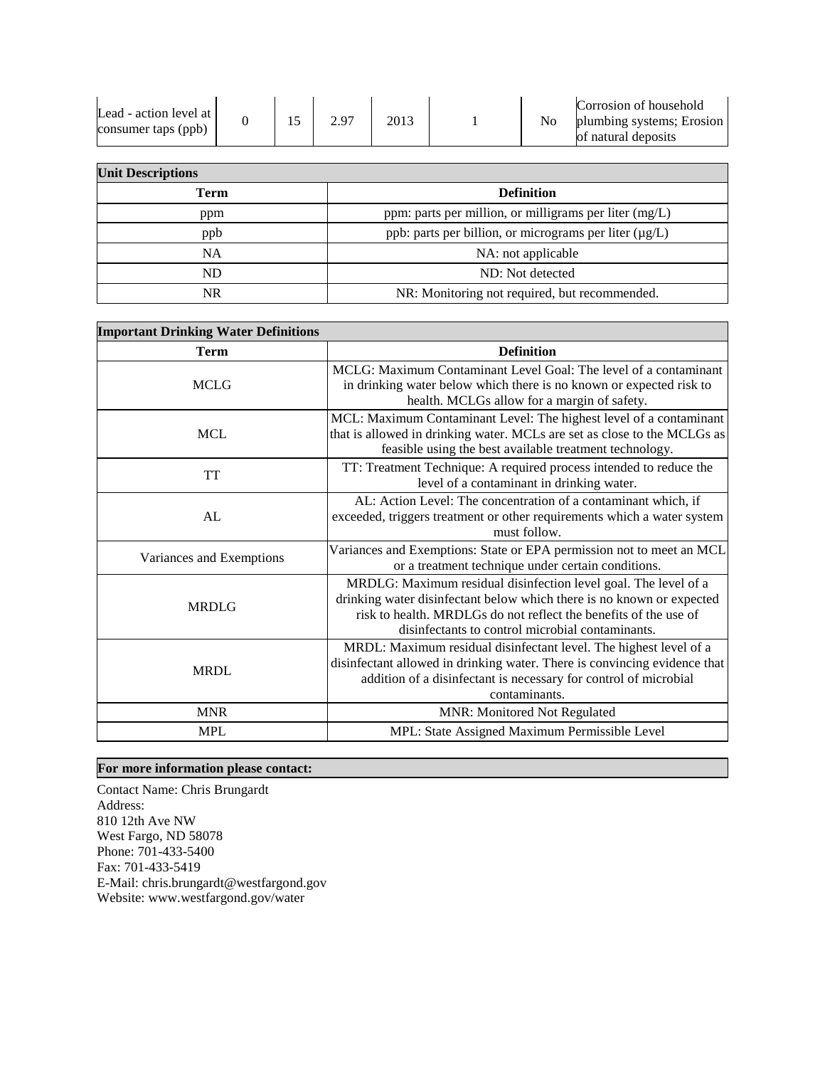| | | | | | | | |
|---|---|---|---|---|---|---|---|
| Lead - action level at consumer taps (ppb) | 0 | 15 | 2.97 | 2013 | 1 | No | Corrosion of household plumbing systems; Erosion of natural deposits |

| Unit Descriptions | |
|---|---|
| **Term** | **Definition** |
| ppm | ppm: parts per million, or milligrams per liter (mg/L) |
| ppb | ppb: parts per billion, or micrograms per liter (µg/L) |
| NA | NA: not applicable |
| ND | ND: Not detected |
| NR | NR: Monitoring not required, but recommended. |

| Important Drinking Water Definitions | |
|---|---|
| **Term** | **Definition** |
| MCLG | MCLG: Maximum Contaminant Level Goal: The level of a contaminant in drinking water below which there is no known or expected risk to health. MCLGs allow for a margin of safety. |
| MCL | MCL: Maximum Contaminant Level: The highest level of a contaminant that is allowed in drinking water. MCLs are set as close to the MCLGs as feasible using the best available treatment technology. |
| TT | TT: Treatment Technique: A required process intended to reduce the level of a contaminant in drinking water. |
| AL | AL: Action Level: The concentration of a contaminant which, if exceeded, triggers treatment or other requirements which a water system must follow. |
| Variances and Exemptions | Variances and Exemptions: State or EPA permission not to meet an MCL or a treatment technique under certain conditions. |
| MRDLG | MRDLG: Maximum residual disinfection level goal. The level of a drinking water disinfectant below which there is no known or expected risk to health. MRDLGs do not reflect the benefits of the use of disinfectants to control microbial contaminants. |
| MRDL | MRDL: Maximum residual disinfectant level. The highest level of a disinfectant allowed in drinking water. There is convincing evidence that addition of a disinfectant is necessary for control of microbial contaminants. |
| MNR | MNR: Monitored Not Regulated |
| MPL | MPL: State Assigned Maximum Permissible Level |

**For more information please contact:**

Contact Name: Chris Brungardt
Address:
810 12th Ave NW
West Fargo, ND 58078
Phone: 701-433-5400
Fax: 701-433-5419
E-Mail: chris.brungardt@westfargond.gov
Website: www.westfargond.gov/water